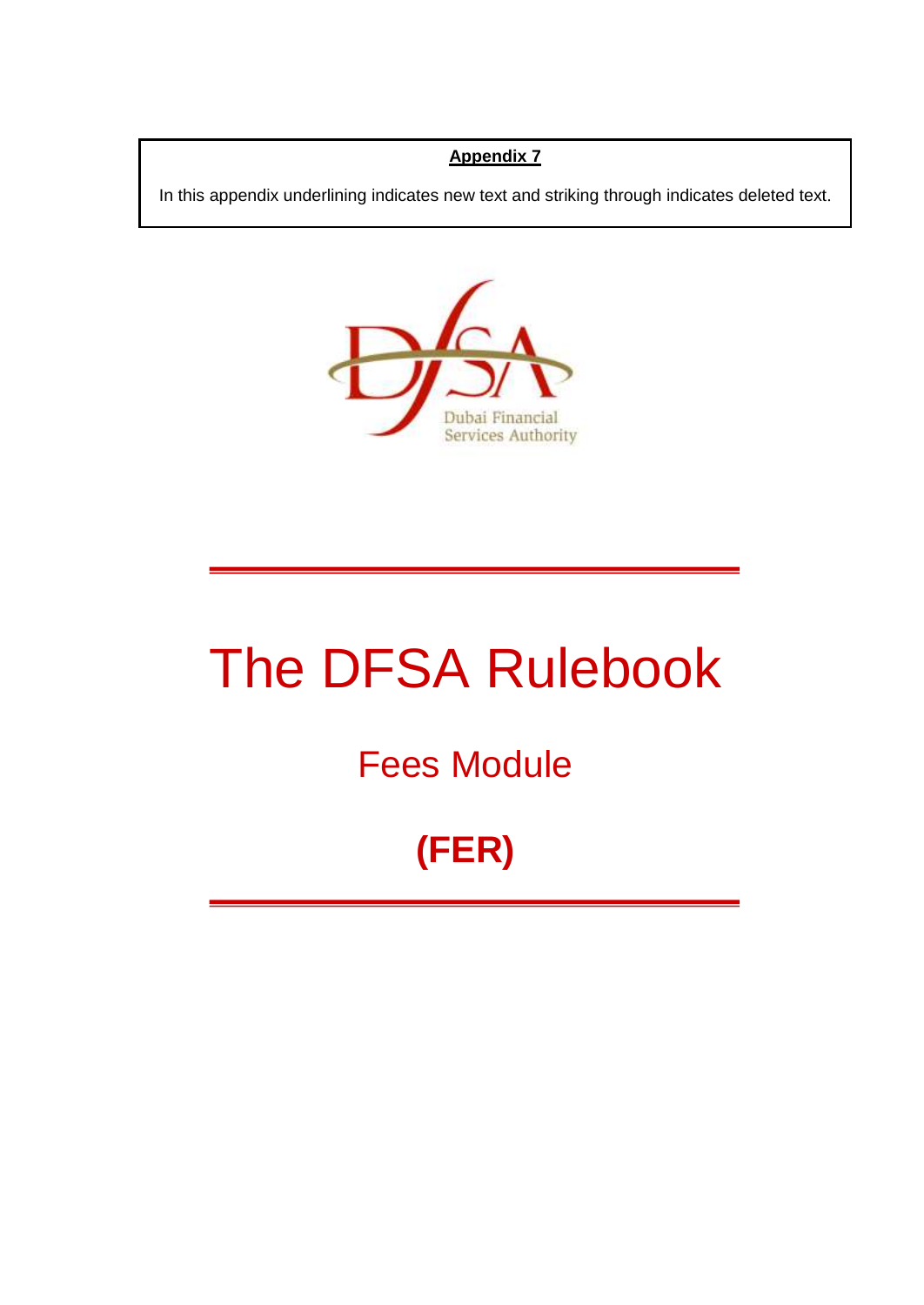**Appendix 7**

In this appendix underlining indicates new text and striking through indicates deleted text.

Dubai Financial Services Authority

# The DFSA Rulebook

## Fees Module

## (FER)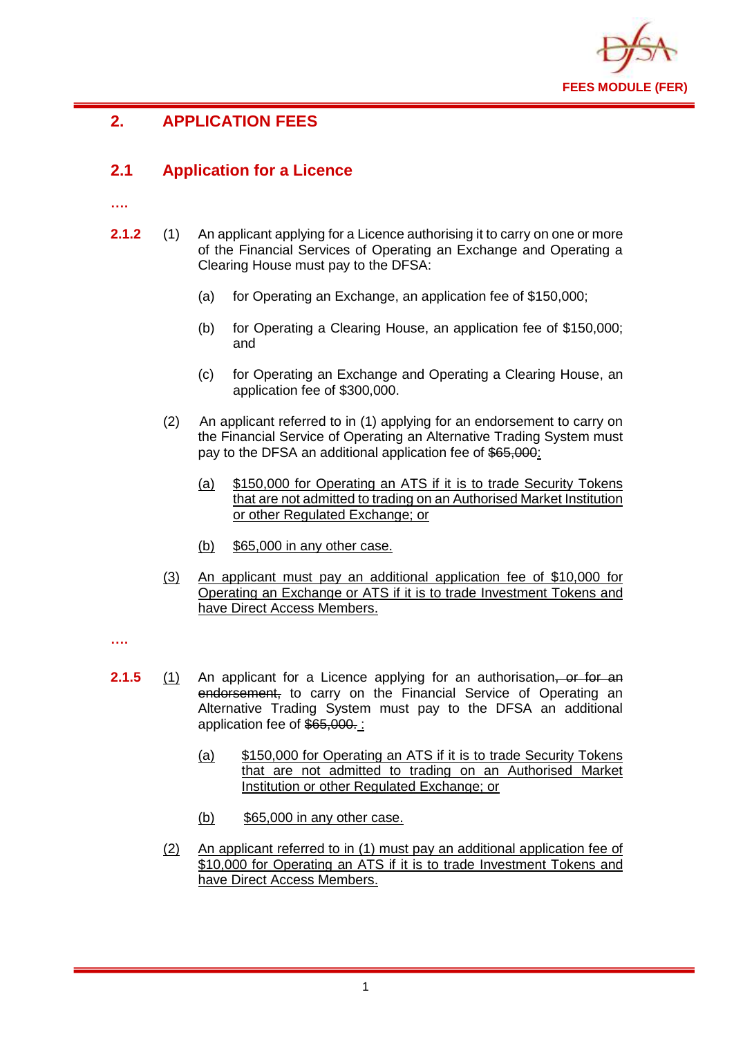## 2. APPLICATION FEES

### 2.1 Application for a Licence

….

**2.1.2** (1) An applicant applying for a Licence authorising it to carry on one or more of the Financial Services of Operating an Exchange and Operating a Clearing House must pay to the DFSA:

(a) for Operating an Exchange, an application fee of $150,000;

(b) for Operating a Clearing House, an application fee of $150,000; and

(c) for Operating an Exchange and Operating a Clearing House, an application fee of $300,000.

(2) An applicant referred to in (1) applying for an endorsement to carry on the Financial Service of Operating an Alternative Trading System must pay to the DFSA an additional application fee of ~~$65,000~~<u>:</u>

<u>(a)</u> <u>$150,000 for Operating an ATS if it is to trade Security Tokens that are not admitted to trading on an Authorised Market Institution or other Regulated Exchange; or</u>

<u>(b)</u> <u>$65,000 in any other case.</u>

<u>(3)</u> <u>An applicant must pay an additional application fee of $10,000 for Operating an Exchange or ATS if it is to trade Investment Tokens and have Direct Access Members.</u>

….

**2.1.5** <u>(1)</u> An applicant for a Licence applying for an authorisation~~, or for an endorsement,~~ to carry on the Financial Service of Operating an Alternative Trading System must pay to the DFSA an additional application fee of ~~$65,000.~~ <u>:</u>

<u>(a)</u> <u>$150,000 for Operating an ATS if it is to trade Security Tokens that are not admitted to trading on an Authorised Market Institution or other Regulated Exchange; or</u>

<u>(b)</u> <u>$65,000 in any other case.</u>

<u>(2)</u> <u>An applicant referred to in (1) must pay an additional application fee of $10,000 for Operating an ATS if it is to trade Investment Tokens and have Direct Access Members.</u>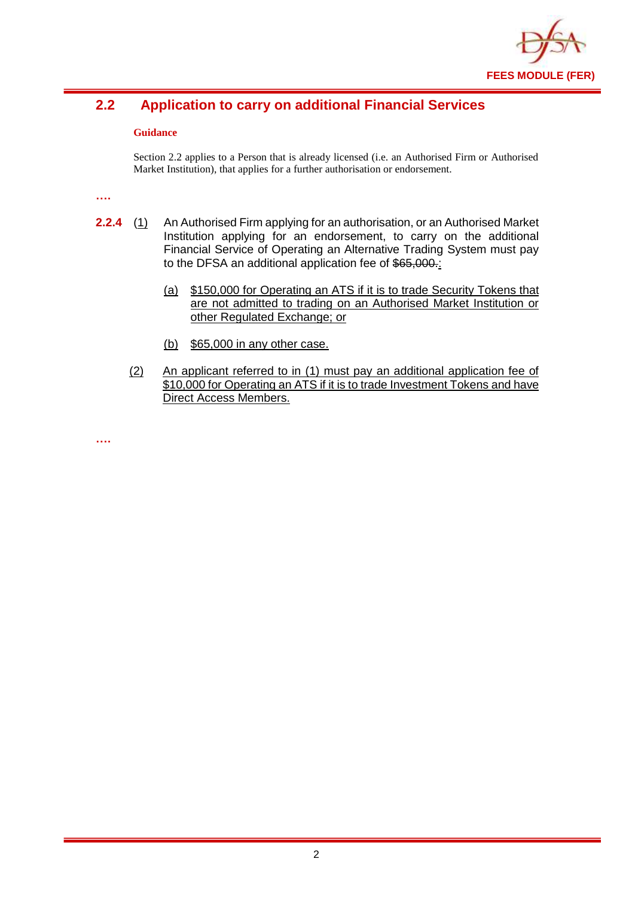## 2.2 Application to carry on additional Financial Services

**Guidance**

Section 2.2 applies to a Person that is already licensed (i.e. an Authorised Firm or Authorised Market Institution), that applies for a further authorisation or endorsement.

….

**2.2.4** (1) An Authorised Firm applying for an authorisation, or an Authorised Market Institution applying for an endorsement, to carry on the additional Financial Service of Operating an Alternative Trading System must pay to the DFSA an additional application fee of ~~$65,000.~~:

(a) $150,000 for Operating an ATS if it is to trade Security Tokens that are not admitted to trading on an Authorised Market Institution or other Regulated Exchange; or

(b) $65,000 in any other case.

(2) An applicant referred to in (1) must pay an additional application fee of $10,000 for Operating an ATS if it is to trade Investment Tokens and have Direct Access Members.

….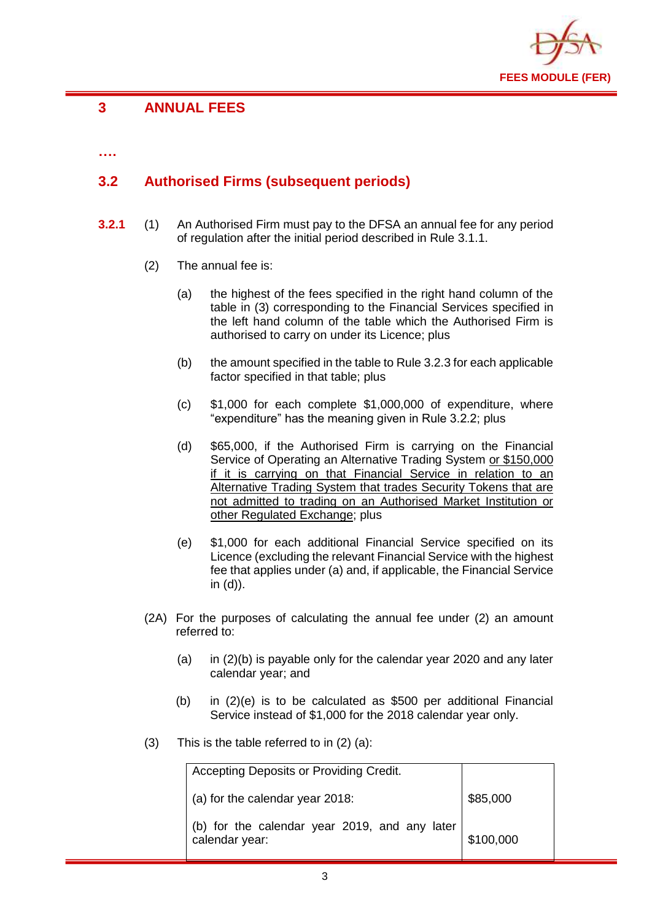## 3 ANNUAL FEES

….

### 3.2 Authorised Firms (subsequent periods)

**3.2.1** (1) An Authorised Firm must pay to the DFSA an annual fee for any period of regulation after the initial period described in Rule 3.1.1.

(2) The annual fee is:

(a) the highest of the fees specified in the right hand column of the table in (3) corresponding to the Financial Services specified in the left hand column of the table which the Authorised Firm is authorised to carry on under its Licence; plus

(b) the amount specified in the table to Rule 3.2.3 for each applicable factor specified in that table; plus

(c) $1,000 for each complete $1,000,000 of expenditure, where "expenditure" has the meaning given in Rule 3.2.2; plus

(d) $65,000, if the Authorised Firm is carrying on the Financial Service of Operating an Alternative Trading System <u>or $150,000 if it is carrying on that Financial Service in relation to an Alternative Trading System that trades Security Tokens that are not admitted to trading on an Authorised Market Institution or other Regulated Exchange</u>; plus

(e) $1,000 for each additional Financial Service specified on its Licence (excluding the relevant Financial Service with the highest fee that applies under (a) and, if applicable, the Financial Service in (d)).

(2A) For the purposes of calculating the annual fee under (2) an amount referred to:

(a) in (2)(b) is payable only for the calendar year 2020 and any later calendar year; and

(b) in (2)(e) is to be calculated as $500 per additional Financial Service instead of $1,000 for the 2018 calendar year only.

(3) This is the table referred to in (2) (a):

| Accepting Deposits or Providing Credit. | |
|---|---|
| (a) for the calendar year 2018: | $85,000 |
| (b) for the calendar year 2019, and any later calendar year: | $100,000 |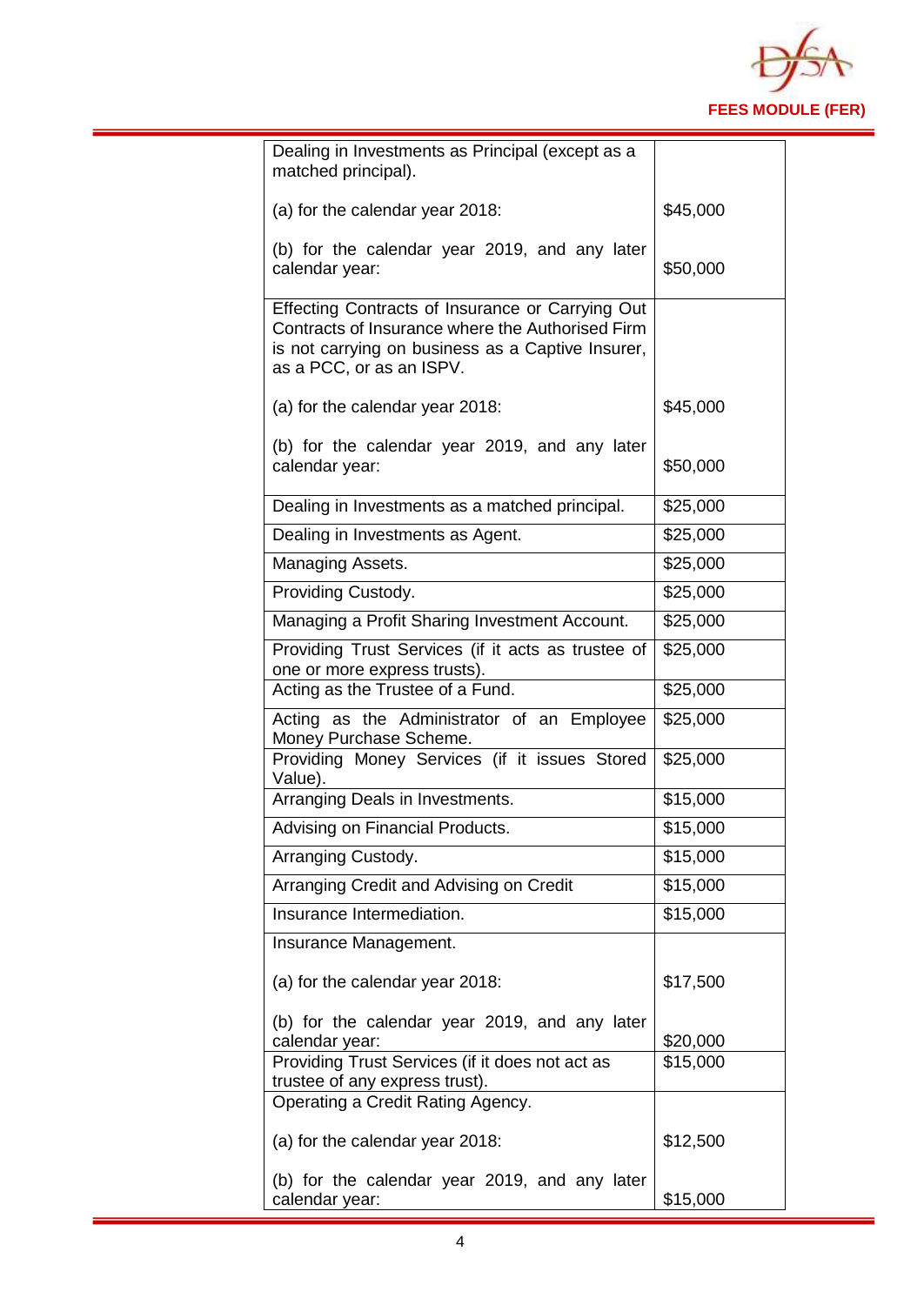| | |
|---|---|
| Dealing in Investments as Principal (except as a matched principal).<br><br>(a) for the calendar year 2018:<br><br>(b) for the calendar year 2019, and any later calendar year: | <br><br>$45,000<br><br>$50,000 |
| Effecting Contracts of Insurance or Carrying Out Contracts of Insurance where the Authorised Firm is not carrying on business as a Captive Insurer, as a PCC, or as an ISPV.<br><br>(a) for the calendar year 2018:<br><br>(b) for the calendar year 2019, and any later calendar year: | <br><br>$45,000<br><br>$50,000 |
| Dealing in Investments as a matched principal. | $25,000 |
| Dealing in Investments as Agent. | $25,000 |
| Managing Assets. | $25,000 |
| Providing Custody. | $25,000 |
| Managing a Profit Sharing Investment Account. | $25,000 |
| Providing Trust Services (if it acts as trustee of one or more express trusts). | $25,000 |
| Acting as the Trustee of a Fund. | $25,000 |
| Acting as the Administrator of an Employee Money Purchase Scheme. | $25,000 |
| Providing Money Services (if it issues Stored Value). | $25,000 |
| Arranging Deals in Investments. | $15,000 |
| Advising on Financial Products. | $15,000 |
| Arranging Custody. | $15,000 |
| Arranging Credit and Advising on Credit | $15,000 |
| Insurance Intermediation. | $15,000 |
| Insurance Management.<br><br>(a) for the calendar year 2018:<br><br>(b) for the calendar year 2019, and any later calendar year: | <br><br>$17,500<br><br>$20,000 |
| Providing Trust Services (if it does not act as trustee of any express trust). | $15,000 |
| Operating a Credit Rating Agency.<br><br>(a) for the calendar year 2018:<br><br>(b) for the calendar year 2019, and any later calendar year: | <br><br>$12,500<br><br>$15,000 |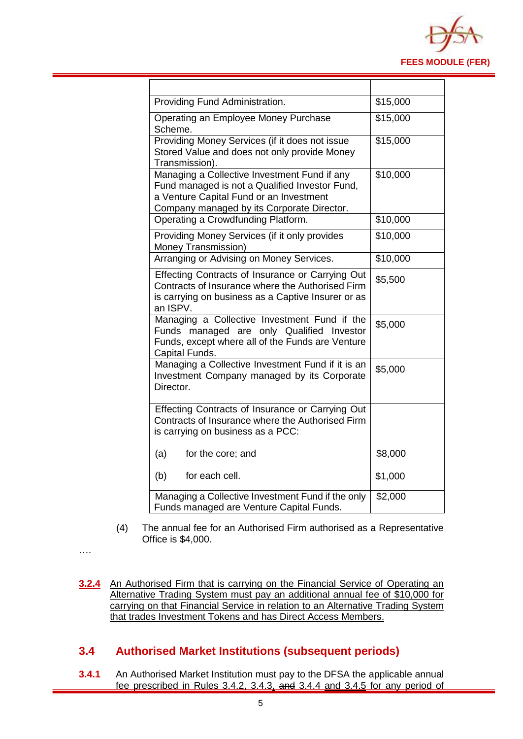| | |
|---|---|
| Providing Fund Administration. | $15,000 |
| Operating an Employee Money Purchase Scheme. | $15,000 |
| Providing Money Services (if it does not issue Stored Value and does not only provide Money Transmission). | $15,000 |
| Managing a Collective Investment Fund if any Fund managed is not a Qualified Investor Fund, a Venture Capital Fund or an Investment Company managed by its Corporate Director. | $10,000 |
| Operating a Crowdfunding Platform. | $10,000 |
| Providing Money Services (if it only provides Money Transmission) | $10,000 |
| Arranging or Advising on Money Services. | $10,000 |
| Effecting Contracts of Insurance or Carrying Out Contracts of Insurance where the Authorised Firm is carrying on business as a Captive Insurer or as an ISPV. | $5,500 |
| Managing a Collective Investment Fund if the Funds managed are only Qualified Investor Funds, except where all of the Funds are Venture Capital Funds. | $5,000 |
| Managing a Collective Investment Fund if it is an Investment Company managed by its Corporate Director. | $5,000 |
| Effecting Contracts of Insurance or Carrying Out Contracts of Insurance where the Authorised Firm is carrying on business as a PCC:<br><br>(a) for the core; and<br><br>(b) for each cell. | <br><br><br><br>$8,000<br><br>$1,000 |
| Managing a Collective Investment Fund if the only Funds managed are Venture Capital Funds. | $2,000 |

(4) The annual fee for an Authorised Firm authorised as a Representative Office is $4,000.

….

**3.2.4** <u>An Authorised Firm that is carrying on the Financial Service of Operating an Alternative Trading System must pay an additional annual fee of $10,000 for carrying on that Financial Service in relation to an Alternative Trading System that trades Investment Tokens and has Direct Access Members.</u>

## 3.4 Authorised Market Institutions (subsequent periods)

**3.4.1** An Authorised Market Institution must pay to the DFSA the applicable annual fee prescribed in Rules 3.4.2, 3.4.3, ~~and~~ 3.4.4 <u>and 3.4.5</u> for any period of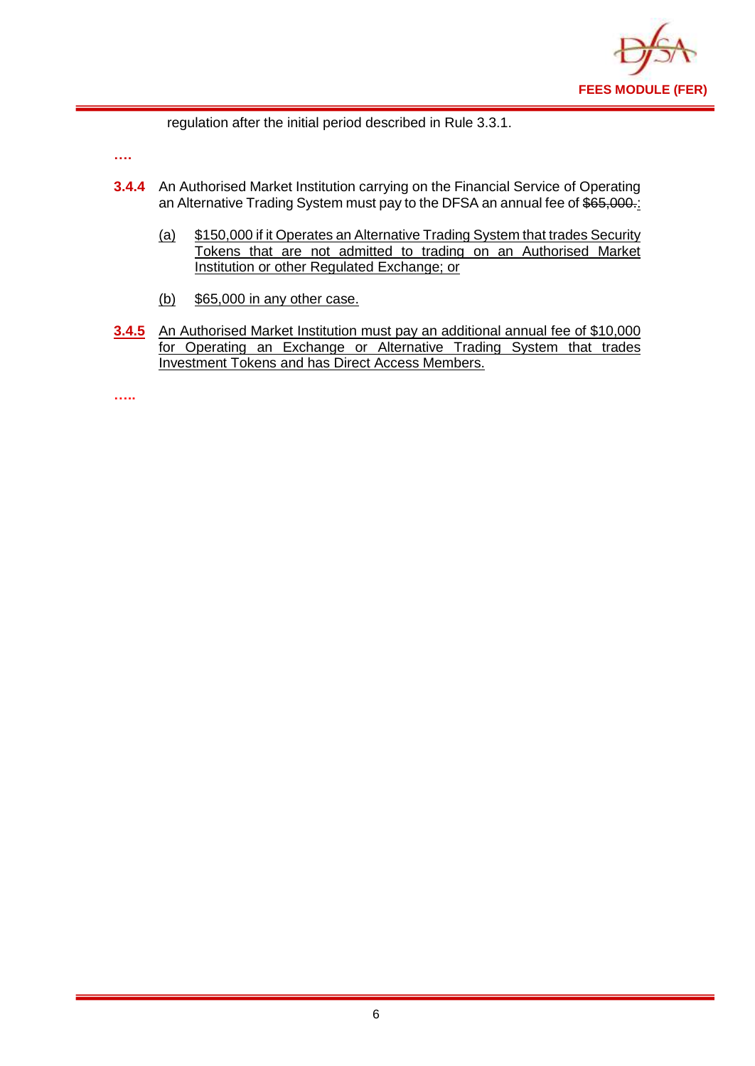regulation after the initial period described in Rule 3.3.1.

….

**3.4.4** An Authorised Market Institution carrying on the Financial Service of Operating an Alternative Trading System must pay to the DFSA an annual fee of ~~$65,000.~~<u>:</u>

   <u>(a)</u> <u>$150,000 if it Operates an Alternative Trading System that trades Security Tokens that are not admitted to trading on an Authorised Market Institution or other Regulated Exchange; or</u>

   <u>(b)</u> <u>$65,000 in any other case.</u>

<u>**3.4.5**</u> <u>An Authorised Market Institution must pay an additional annual fee of $10,000 for Operating an Exchange or Alternative Trading System that trades Investment Tokens and has Direct Access Members.</u>

…..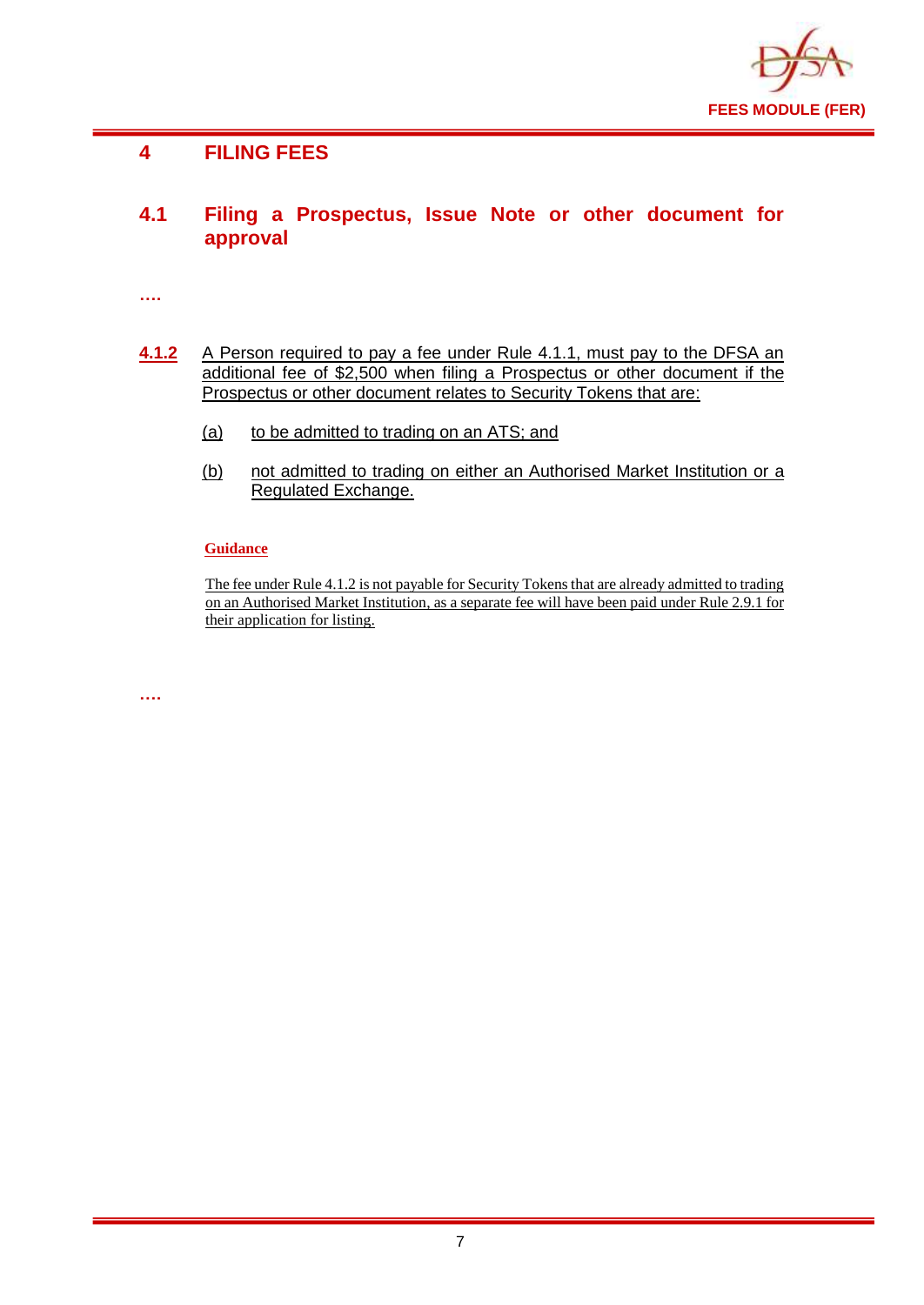# 4 FILING FEES

## 4.1 Filing a Prospectus, Issue Note or other document for approval

….

**4.1.2** A Person required to pay a fee under Rule 4.1.1, must pay to the DFSA an additional fee of $2,500 when filing a Prospectus or other document if the Prospectus or other document relates to Security Tokens that are:

(a) to be admitted to trading on an ATS; and

(b) not admitted to trading on either an Authorised Market Institution or a Regulated Exchange.

**Guidance**

The fee under Rule 4.1.2 is not payable for Security Tokens that are already admitted to trading on an Authorised Market Institution, as a separate fee will have been paid under Rule 2.9.1 for their application for listing.

….